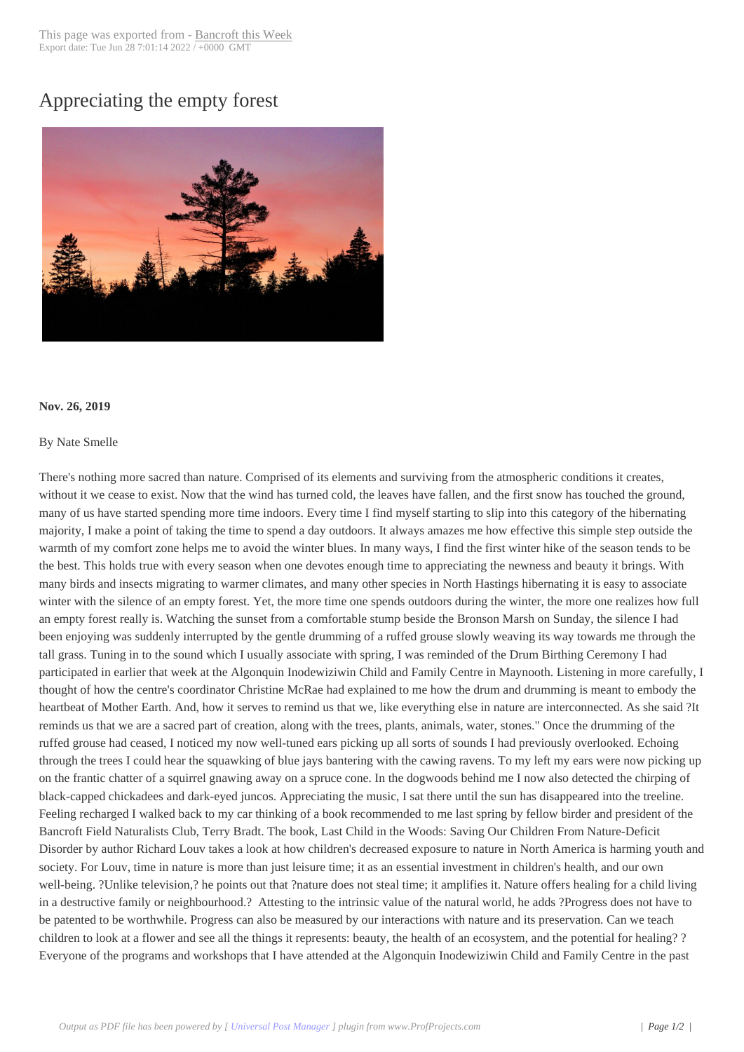# Appreciating the empty forest

**Nov. 26, 2019**

By Nate Smelle

There's nothing more sacred than nature. Comprised of its elements and surviving from the atmospheric conditions it creates, without it we cease to exist. Now that the wind has turned cold, the leaves have fallen, and the first snow has touched the ground, many of us have started spending more time indoors. Every time I find myself starting to slip into this category of the hibernating majority, I make a point of taking the time to spend a day outdoors. It always amazes me how effective this simple step outside the warmth of my comfort zone helps me to avoid the winter blues. In many ways, I find the first winter hike of the season tends to be the best. This holds true with every season when one devotes enough time to appreciating the newness and beauty it brings. With many birds and insects migrating to warmer climates, and many other species in North Hastings hibernating it is easy to associate winter with the silence of an empty forest. Yet, the more time one spends outdoors during the winter, the more one realizes how full an empty forest really is. Watching the sunset from a comfortable stump beside the Bronson Marsh on Sunday, the silence I had been enjoying was suddenly interrupted by the gentle drumming of a ruffed grouse slowly weaving its way towards me through the tall grass. Tuning in to the sound which I usually associate with spring, I was reminded of the Drum Birthing Ceremony I had participated in earlier that week at the Algonquin Inodewiziwin Child and Family Centre in Maynooth. Listening in more carefully, I thought of how the centre's coordinator Christine McRae had explained to me how the drum and drumming is meant to embody the heartbeat of Mother Earth. And, how it serves to remind us that we, like everything else in nature are interconnected. As she said ?It reminds us that we are a sacred part of creation, along with the trees, plants, animals, water, stones." Once the drumming of the ruffed grouse had ceased, I noticed my now well-tuned ears picking up all sorts of sounds I had previously overlooked. Echoing through the trees I could hear the squawking of blue jays bantering with the cawing ravens. To my left my ears were now picking up on the frantic chatter of a squirrel gnawing away on a spruce cone. In the dogwoods behind me I now also detected the chirping of black-capped chickadees and dark-eyed juncos. Appreciating the music, I sat there until the sun has disappeared into the treeline. Feeling recharged I walked back to my car thinking of a book recommended to me last spring by fellow birder and president of the Bancroft Field Naturalists Club, Terry Bradt. The book, Last Child in the Woods: Saving Our Children From Nature-Deficit Disorder by author Richard Louv takes a look at how children's decreased exposure to nature in North America is harming youth and society. For Louv, time in nature is more than just leisure time; it as an essential investment in children's health, and our own well-being. ?Unlike television,? he points out that ?nature does not steal time; it amplifies it. Nature offers healing for a child living in a destructive family or neighbourhood.? Attesting to the intrinsic value of the natural world, he adds ?Progress does not have to be patented to be worthwhile. Progress can also be measured by our interactions with nature and its preservation. Can we teach children to look at a flower and see all the things it represents: beauty, the health of an ecosystem, and the potential for healing? ? Everyone of the programs and workshops that I have attended at the Algonquin Inodewiziwin Child and Family Centre in the past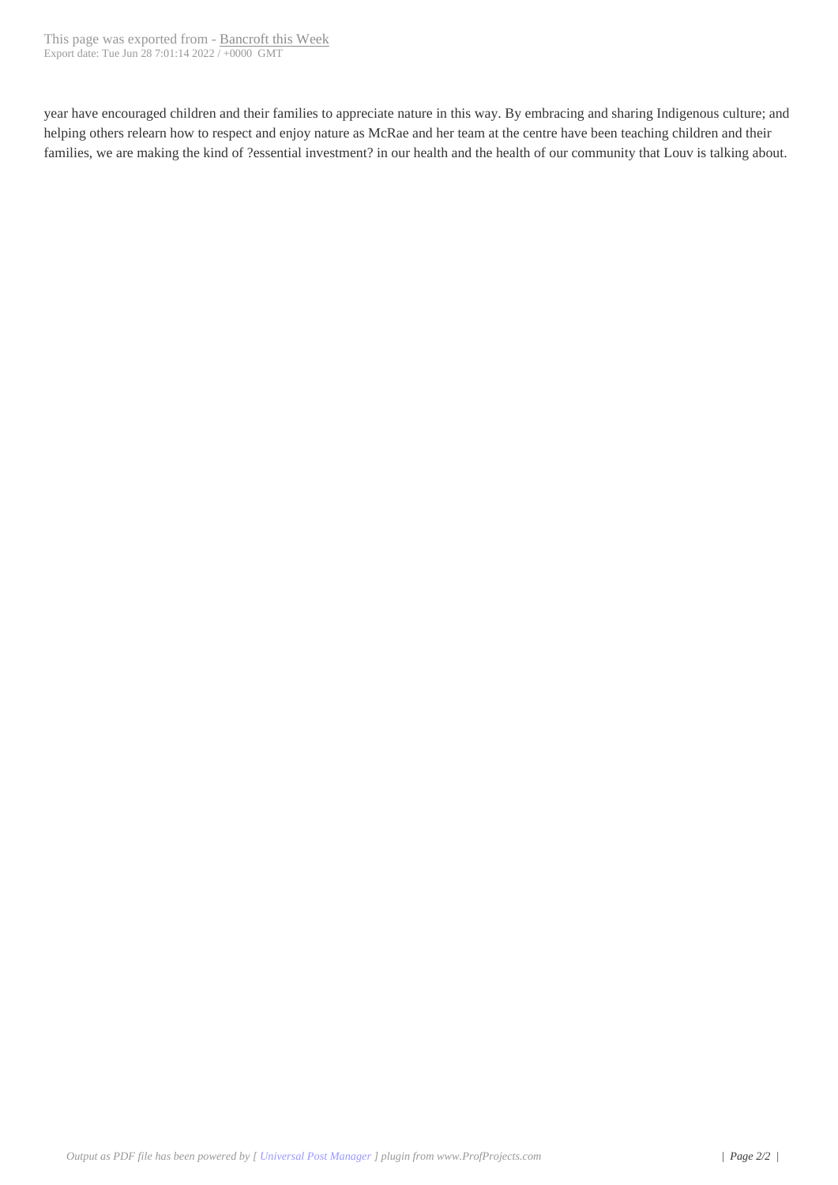year have encouraged children and their families to appreciate nature in this way. By embracing and sharing Indigenous culture; and helping others relearn how to respect and enjoy nature as McRae and her team at the centre have been teaching children and their families, we are making the kind of ?essential investment? in our health and the health of our community that Louv is talking about.